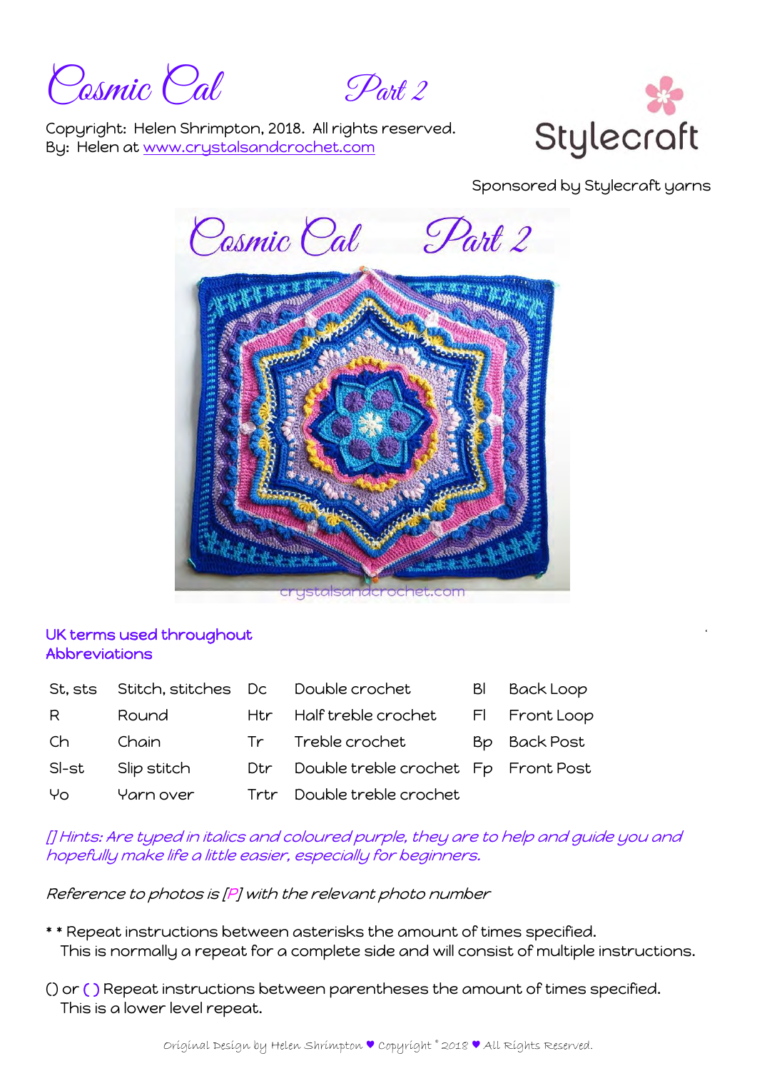# Cosmic Cal Part 2

Copyright: Helen Shrimpton, 2018. All rights reserved.
By: Helen at www.crystalsandcrochet.com

Stylecraft

Sponsored by Stylecraft yarns

## UK terms used throughout

## Abbreviations

| | | | | | |
|---|---|---|---|---|---|
| St, sts | Stitch, stitches | Dc | Double crochet | Bl | Back Loop |
| R | Round | Htr | Half treble crochet | Fl | Front Loop |
| Ch | Chain | Tr | Treble crochet | Bp | Back Post |
| Sl-st | Slip stitch | Dtr | Double treble crochet | Fp | Front Post |
| Yo | Yarn over | Trtr | Double treble crochet | | |

*[] Hints: Are typed in italics and coloured purple, they are to help and guide you and hopefully make life a little easier, especially for beginners.*

*Reference to photos is [P] with the relevant photo number*

\* \* Repeat instructions between asterisks the amount of times specified.
This is normally a repeat for a complete side and will consist of multiple instructions.

() or ( ) Repeat instructions between parentheses the amount of times specified.
This is a lower level repeat.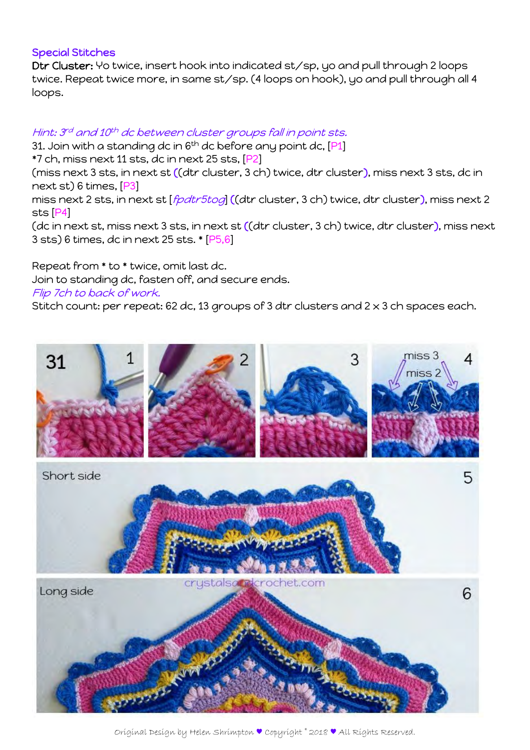## Special Stitches

**Dtr Cluster:** Yo twice, insert hook into indicated st/sp, yo and pull through 2 loops twice. Repeat twice more, in same st/sp. (4 loops on hook), yo and pull through all 4 loops.

*Hint: 3rd and 10th dc between cluster groups fall in point sts.*

31. Join with a standing dc in 6th dc before any point dc, [P1]

*7 ch, miss next 11 sts, dc in next 25 sts, [P2]

(miss next 3 sts, in next st ((dtr cluster, 3 ch) twice, dtr cluster), miss next 3 sts, dc in next st) 6 times, [P3]

miss next 2 sts, in next st [*fpdtr5tog*] ((dtr cluster, 3 ch) twice, dtr cluster), miss next 2 sts [P4]

(dc in next st, miss next 3 sts, in next st ((dtr cluster, 3 ch) twice, dtr cluster), miss next 3 sts) 6 times, dc in next 25 sts. * [P5,6]

Repeat from * to * twice, omit last dc.

Join to standing dc, fasten off, and secure ends.

*Flip 7ch to back of work.*

Stitch count: per repeat: 62 dc, 13 groups of 3 dtr clusters and 2 x 3 ch spaces each.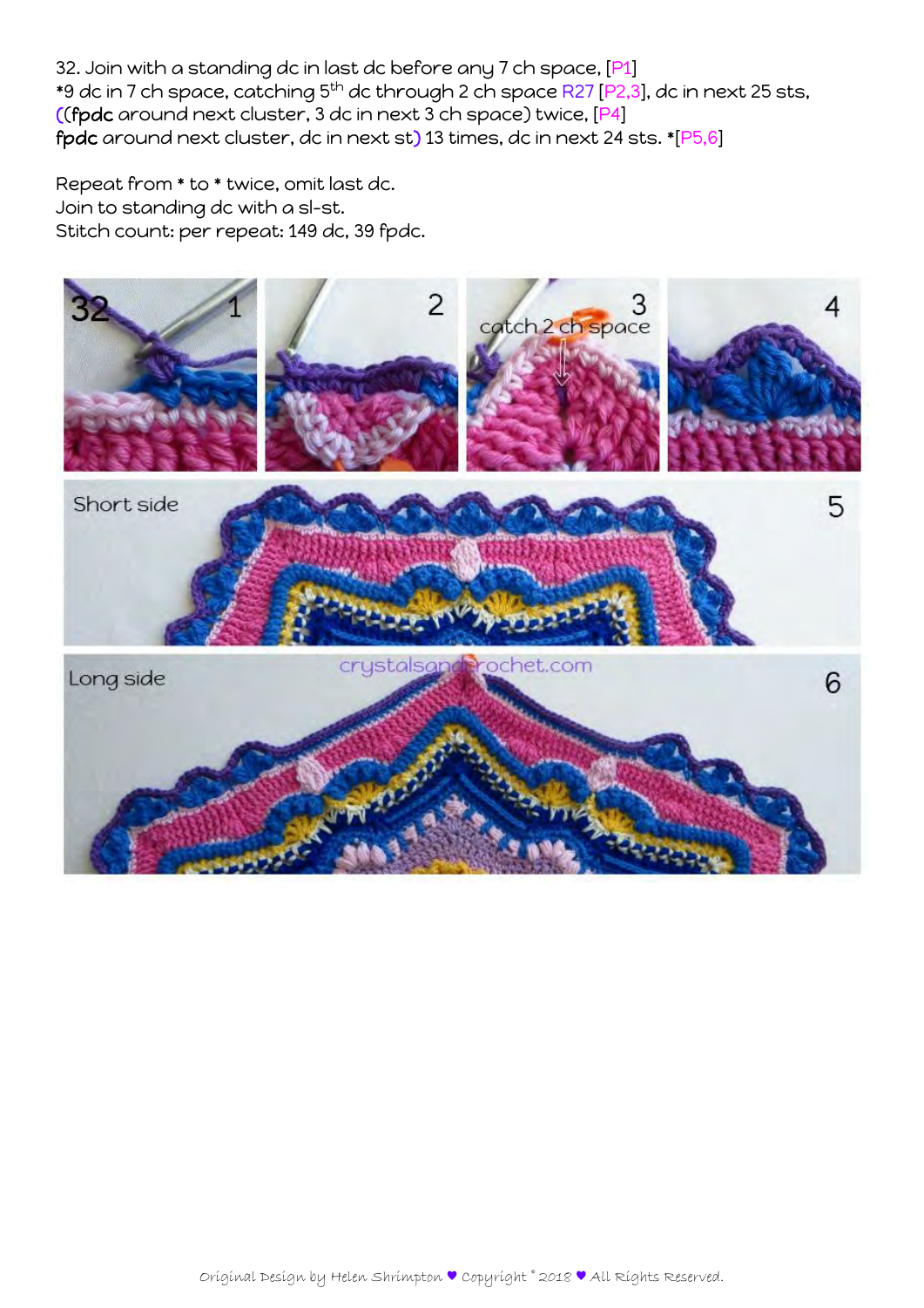32. Join with a standing dc in last dc before any 7 ch space, [P1]
*9 dc in 7 ch space, catching 5th dc through 2 ch space R27 [P2,3], dc in next 25 sts,
((fpdc around next cluster, 3 dc in next 3 ch space) twice, [P4]
fpdc around next cluster, dc in next st) 13 times, dc in next 24 sts. *[P5,6]

Repeat from * to * twice, omit last dc.
Join to standing dc with a sl-st.
Stitch count: per repeat: 149 dc, 39 fpdc.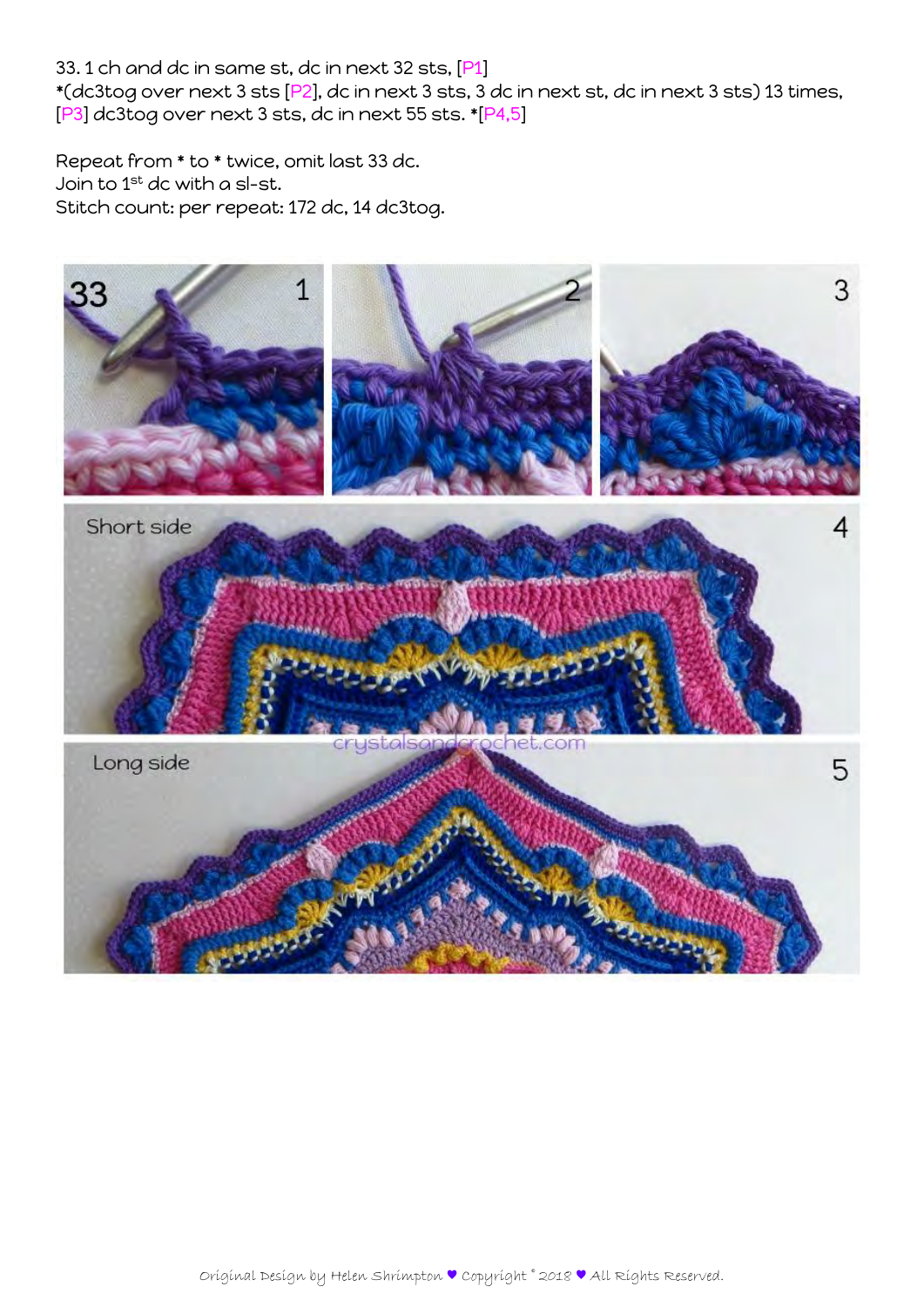33. 1 ch and dc in same st, dc in next 32 sts, [P1]
*(dc3tog over next 3 sts [P2], dc in next 3 sts, 3 dc in next st, dc in next 3 sts) 13 times, [P3] dc3tog over next 3 sts, dc in next 55 sts. *[P4,5]

Repeat from * to * twice, omit last 33 dc.
Join to 1st dc with a sl-st.
Stitch count: per repeat: 172 dc, 14 dc3tog.

Short side

Long side

Original Design by Helen Shrimpton ♥ Copyright © 2018 ♥ All Rights Reserved.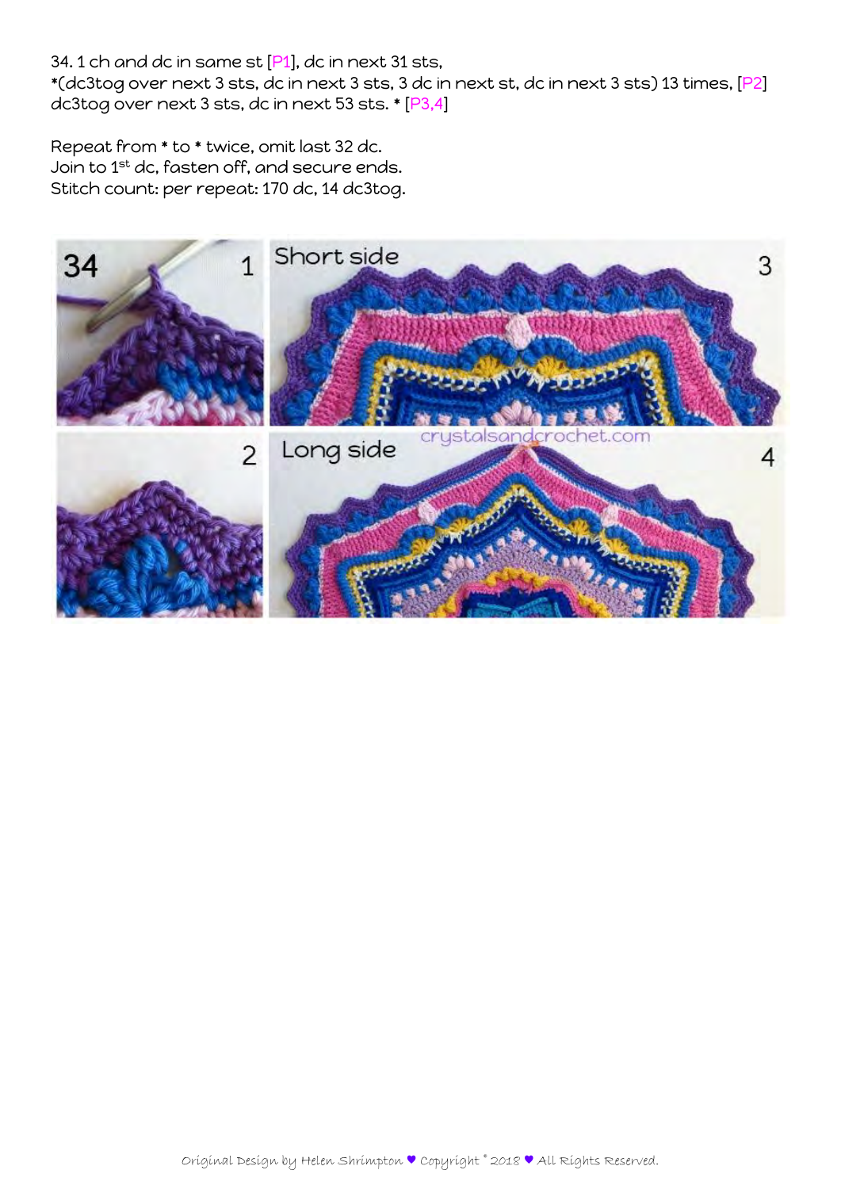34. 1 ch and dc in same st [P1], dc in next 31 sts,
*(dc3tog over next 3 sts, dc in next 3 sts, 3 dc in next st, dc in next 3 sts) 13 times, [P2] dc3tog over next 3 sts, dc in next 53 sts. * [P3,4]

Repeat from * to * twice, omit last 32 dc.
Join to 1st dc, fasten off, and secure ends.
Stitch count: per repeat: 170 dc, 14 dc3tog.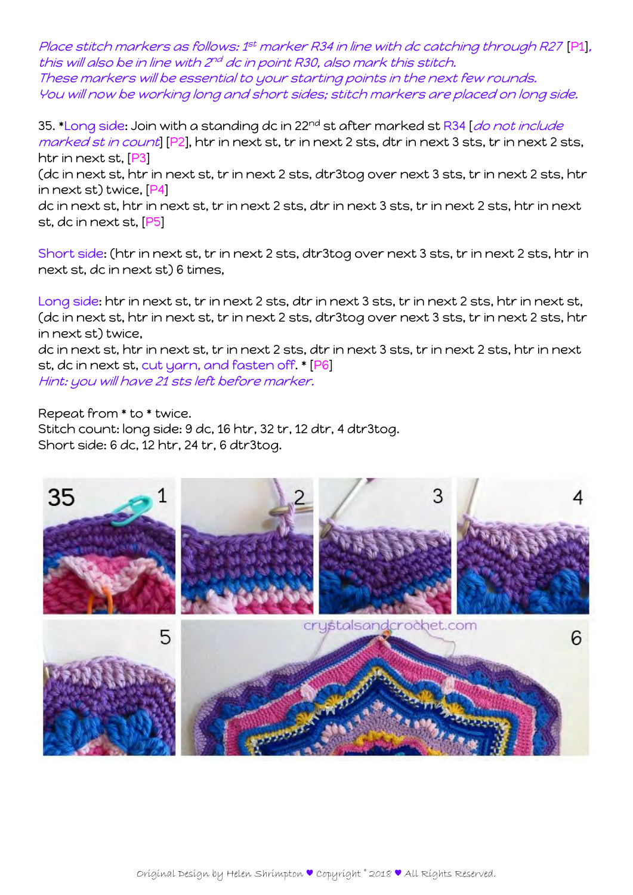*Place stitch markers as follows: 1st marker R34 in line with dc catching through R27 [P1], this will also be in line with 2nd dc in point R30, also mark this stitch.*
*These markers will be essential to your starting points in the next few rounds.*
*You will now be working long and short sides; stitch markers are placed on long side.*

35. *Long side: Join with a standing dc in 22nd st after marked st R34 [*do not include marked st in count*] [P2], htr in next st, tr in next 2 sts, dtr in next 3 sts, tr in next 2 sts, htr in next st, [P3]
(dc in next st, htr in next st, tr in next 2 sts, dtr3tog over next 3 sts, tr in next 2 sts, htr in next st) twice, [P4]
dc in next st, htr in next st, tr in next 2 sts, dtr in next 3 sts, tr in next 2 sts, htr in next st, dc in next st, [P5]

Short side: (htr in next st, tr in next 2 sts, dtr3tog over next 3 sts, tr in next 2 sts, htr in next st, dc in next st) 6 times,

Long side: htr in next st, tr in next 2 sts, dtr in next 3 sts, tr in next 2 sts, htr in next st, (dc in next st, htr in next st, tr in next 2 sts, dtr3tog over next 3 sts, tr in next 2 sts, htr in next st) twice,
dc in next st, htr in next st, tr in next 2 sts, dtr in next 3 sts, tr in next 2 sts, htr in next st, dc in next st, cut yarn, and fasten off. * [P6]
*Hint: you will have 21 sts left before marker.*

Repeat from * to * twice.
Stitch count: long side: 9 dc, 16 htr, 32 tr, 12 dtr, 4 dtr3tog.
Short side: 6 dc, 12 htr, 24 tr, 6 dtr3tog.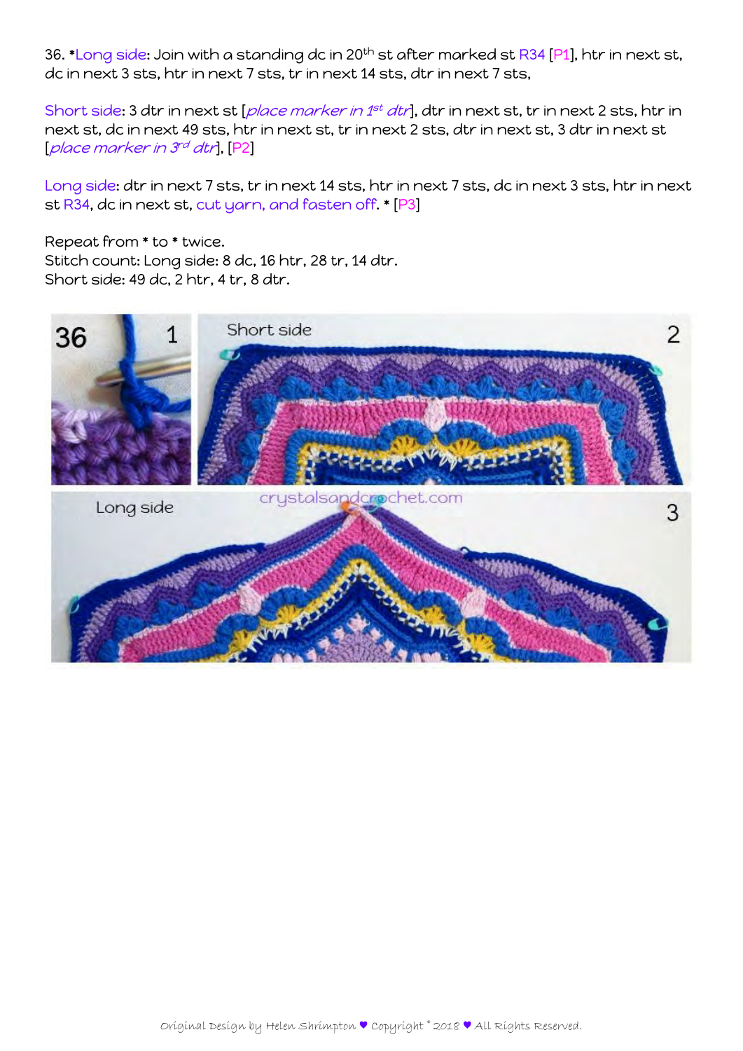36. *Long side: Join with a standing dc in 20th st after marked st R34 [P1], htr in next st, dc in next 3 sts, htr in next 7 sts, tr in next 14 sts, dtr in next 7 sts,

Short side: 3 dtr in next st [*place marker in 1st dtr*], dtr in next st, tr in next 2 sts, htr in next st, dc in next 49 sts, htr in next st, tr in next 2 sts, dtr in next st, 3 dtr in next st [*place marker in 3rd dtr*], [P2]

Long side: dtr in next 7 sts, tr in next 14 sts, htr in next 7 sts, dc in next 3 sts, htr in next st R34, dc in next st, cut yarn, and fasten off. * [P3]

Repeat from * to * twice.
Stitch count: Long side: 8 dc, 16 htr, 28 tr, 14 dtr.
Short side: 49 dc, 2 htr, 4 tr, 8 dtr.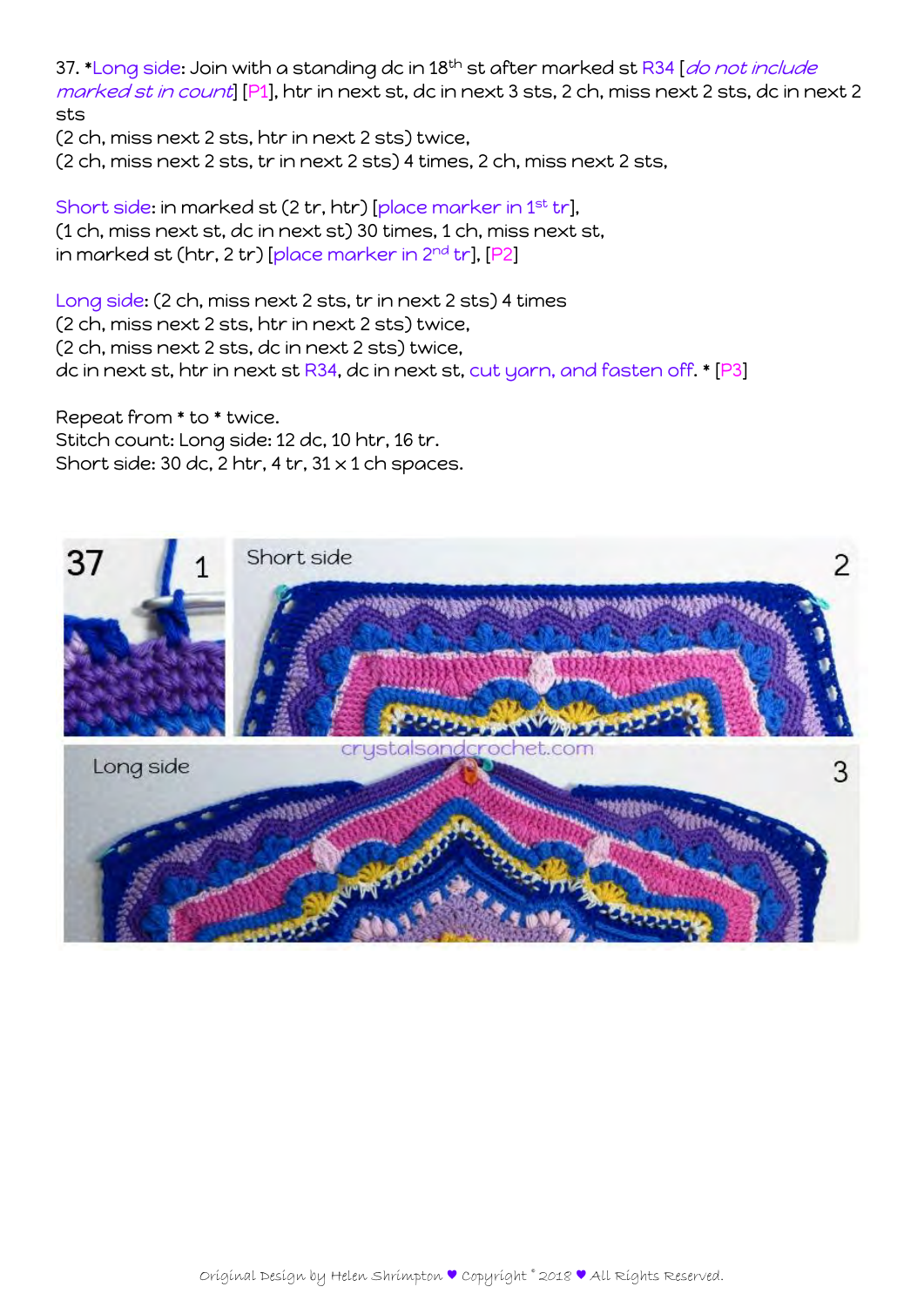37. *Long side: Join with a standing dc in 18th st after marked st R34 [*do not include marked st in count*] [P1], htr in next st, dc in next 3 sts, 2 ch, miss next 2 sts, dc in next 2 sts
(2 ch, miss next 2 sts, htr in next 2 sts) twice,
(2 ch, miss next 2 sts, tr in next 2 sts) 4 times, 2 ch, miss next 2 sts,

Short side: in marked st (2 tr, htr) [place marker in 1st tr],
(1 ch, miss next st, dc in next st) 30 times, 1 ch, miss next st,
in marked st (htr, 2 tr) [place marker in 2nd tr], [P2]

Long side: (2 ch, miss next 2 sts, tr in next 2 sts) 4 times
(2 ch, miss next 2 sts, htr in next 2 sts) twice,
(2 ch, miss next 2 sts, dc in next 2 sts) twice,
dc in next st, htr in next st R34, dc in next st, cut yarn, and fasten off. * [P3]

Repeat from * to * twice.
Stitch count: Long side: 12 dc, 10 htr, 16 tr.
Short side: 30 dc, 2 htr, 4 tr, 31 x 1 ch spaces.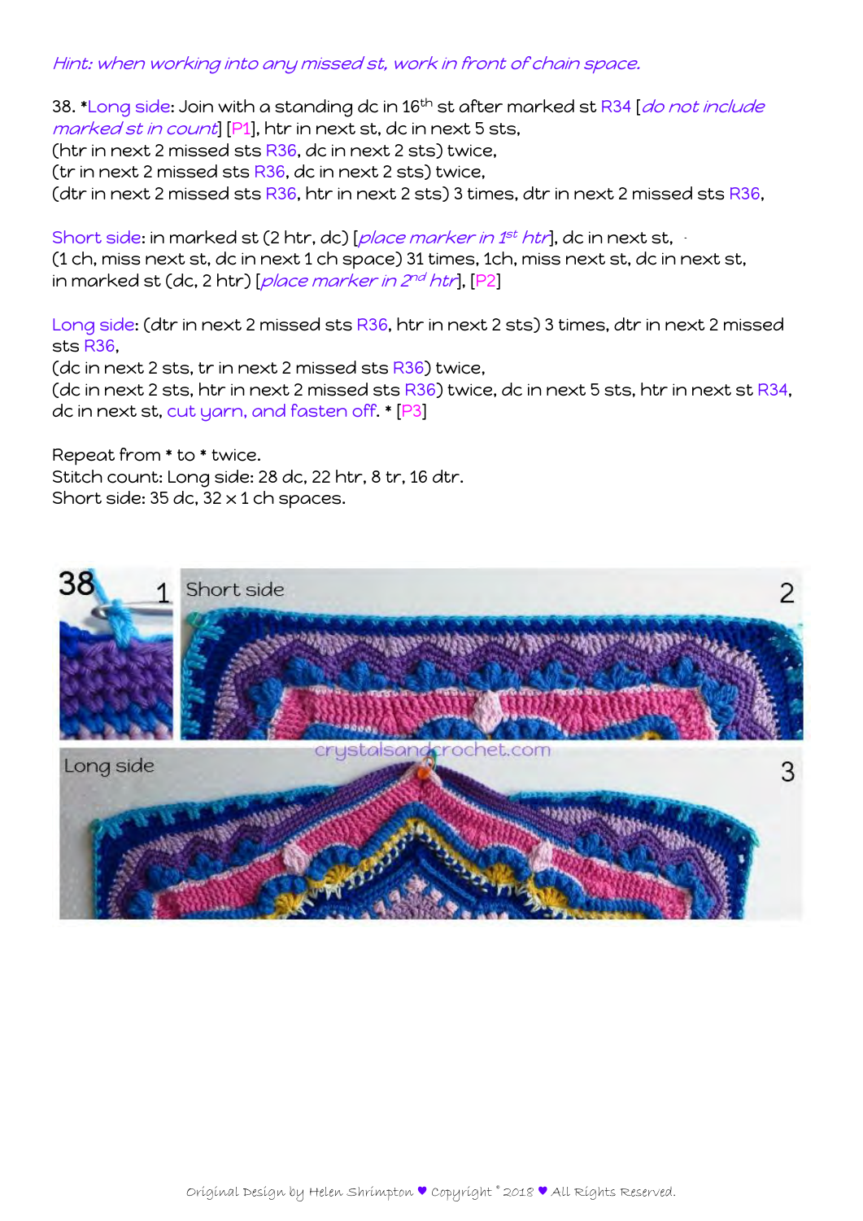*Hint: when working into any missed st, work in front of chain space.*

38. *Long side: Join with a standing dc in 16th st after marked st R34 [*do not include marked st in count*] [P1], htr in next st, dc in next 5 sts,
(htr in next 2 missed sts R36, dc in next 2 sts) twice,
(tr in next 2 missed sts R36, dc in next 2 sts) twice,
(dtr in next 2 missed sts R36, htr in next 2 sts) 3 times, dtr in next 2 missed sts R36,

Short side: in marked st (2 htr, dc) [*place marker in 1st htr*], dc in next st,
(1 ch, miss next st, dc in next 1 ch space) 31 times, 1ch, miss next st, dc in next st,
in marked st (dc, 2 htr) [*place marker in 2nd htr*], [P2]

Long side: (dtr in next 2 missed sts R36, htr in next 2 sts) 3 times, dtr in next 2 missed sts R36,
(dc in next 2 sts, tr in next 2 missed sts R36) twice,
(dc in next 2 sts, htr in next 2 missed sts R36) twice, dc in next 5 sts, htr in next st R34, dc in next st, cut yarn, and fasten off. * [P3]

Repeat from * to * twice.
Stitch count: Long side: 28 dc, 22 htr, 8 tr, 16 dtr.
Short side: 35 dc, 32 x 1 ch spaces.

38 1 Short side 2

Long side 3

crystalsandcrochet.com

Original Design by Helen Shrimpton ♥ Copyright © 2018 ♥ All Rights Reserved.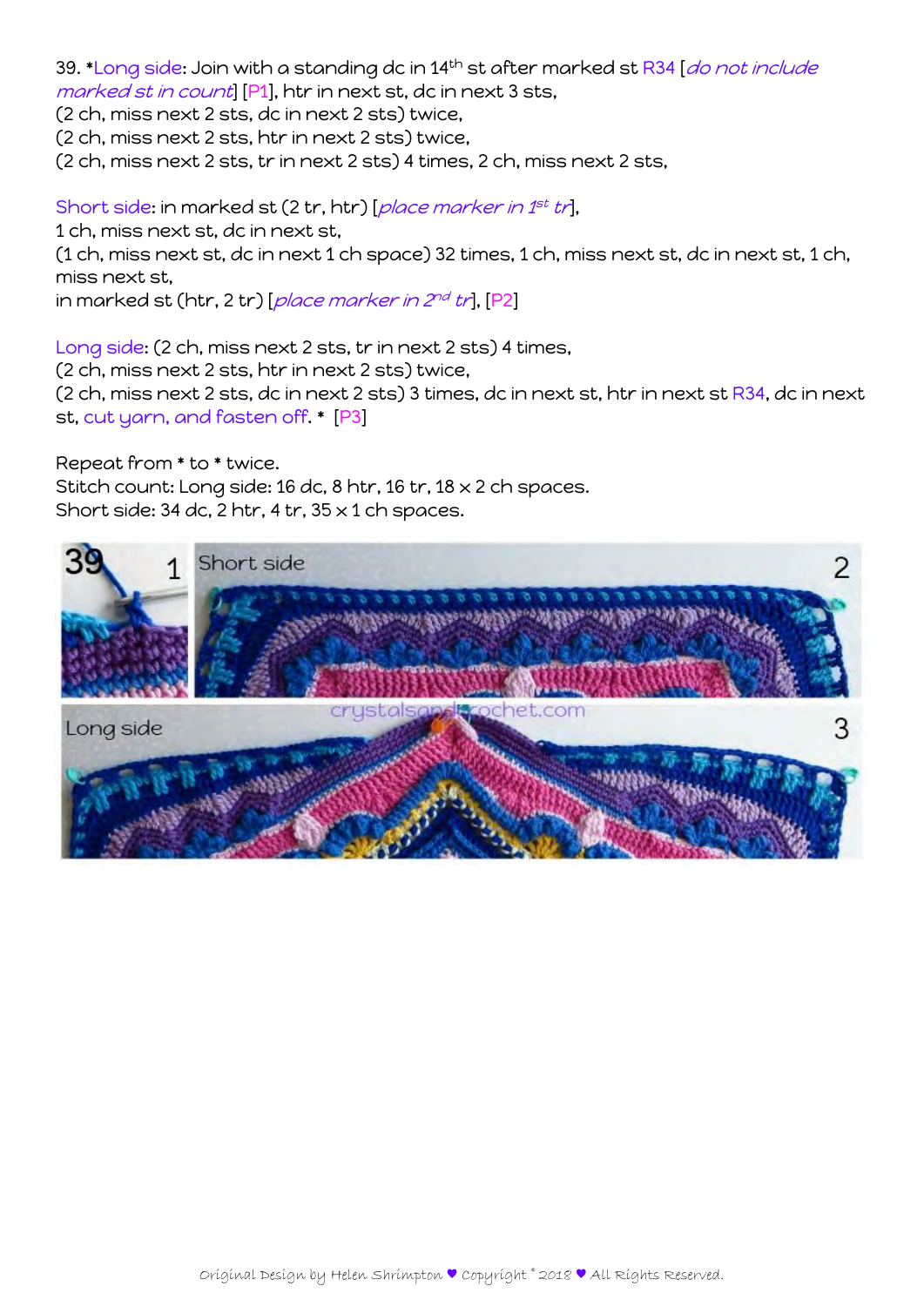39. *Long side: Join with a standing dc in 14th st after marked st R34 [*do not include marked st in count*] [P1], htr in next st, dc in next 3 sts,
(2 ch, miss next 2 sts, dc in next 2 sts) twice,
(2 ch, miss next 2 sts, htr in next 2 sts) twice,
(2 ch, miss next 2 sts, tr in next 2 sts) 4 times, 2 ch, miss next 2 sts,

Short side: in marked st (2 tr, htr) [*place marker in 1st tr*],
1 ch, miss next st, dc in next st,
(1 ch, miss next st, dc in next 1 ch space) 32 times, 1 ch, miss next st, dc in next st, 1 ch, miss next st,
in marked st (htr, 2 tr) [*place marker in 2nd tr*], [P2]

Long side: (2 ch, miss next 2 sts, tr in next 2 sts) 4 times,
(2 ch, miss next 2 sts, htr in next 2 sts) twice,
(2 ch, miss next 2 sts, dc in next 2 sts) 3 times, dc in next st, htr in next st R34, dc in next st, cut yarn, and fasten off. * [P3]

Repeat from * to * twice.
Stitch count: Long side: 16 dc, 8 htr, 16 tr, 18 x 2 ch spaces.
Short side: 34 dc, 2 htr, 4 tr, 35 x 1 ch spaces.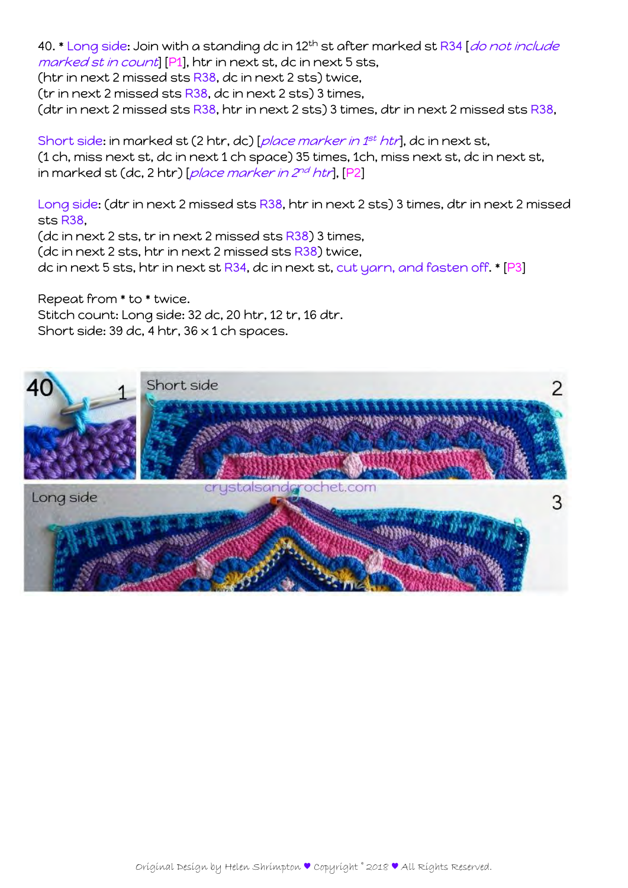40. * Long side: Join with a standing dc in 12th st after marked st R34 [*do not include marked st in count*] [P1], htr in next st, dc in next 5 sts,
(htr in next 2 missed sts R38, dc in next 2 sts) twice,
(tr in next 2 missed sts R38, dc in next 2 sts) 3 times,
(dtr in next 2 missed sts R38, htr in next 2 sts) 3 times, dtr in next 2 missed sts R38,

Short side: in marked st (2 htr, dc) [*place marker in 1st htr*], dc in next st,
(1 ch, miss next st, dc in next 1 ch space) 35 times, 1ch, miss next st, dc in next st,
in marked st (dc, 2 htr) [*place marker in 2nd htr*], [P2]

Long side: (dtr in next 2 missed sts R38, htr in next 2 sts) 3 times, dtr in next 2 missed sts R38,
(dc in next 2 sts, tr in next 2 missed sts R38) 3 times,
(dc in next 2 sts, htr in next 2 missed sts R38) twice,
dc in next 5 sts, htr in next st R34, dc in next st, cut yarn, and fasten off. * [P3]

Repeat from * to * twice.
Stitch count: Long side: 32 dc, 20 htr, 12 tr, 16 dtr.
Short side: 39 dc, 4 htr, 36 x 1 ch spaces.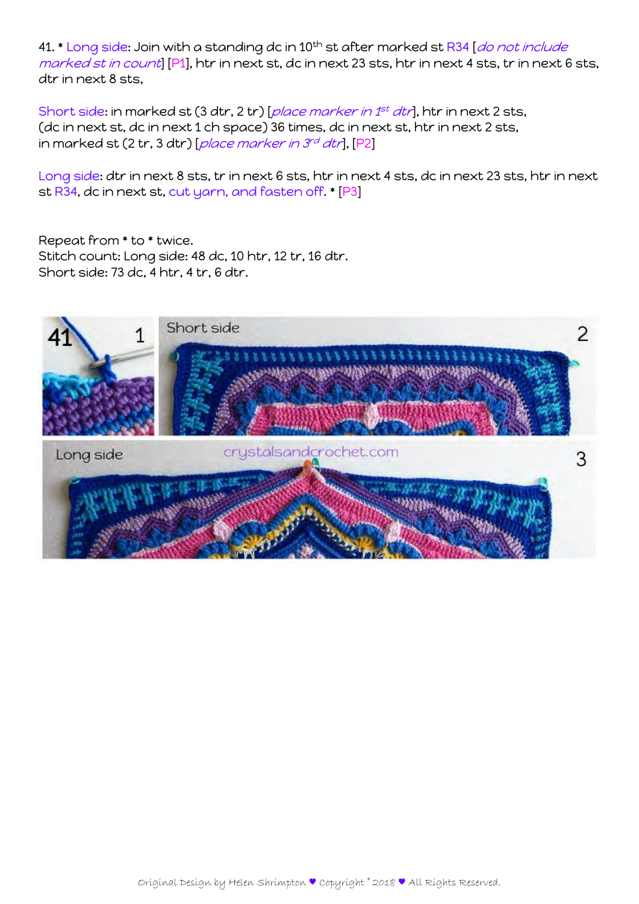41. * Long side: Join with a standing dc in 10th st after marked st R34 [*do not include marked st in count*] [P1], htr in next st, dc in next 23 sts, htr in next 4 sts, tr in next 6 sts, dtr in next 8 sts,

Short side: in marked st (3 dtr, 2 tr) [*place marker in 1st dtr*], htr in next 2 sts, (dc in next st, dc in next 1 ch space) 36 times, dc in next st, htr in next 2 sts, in marked st (2 tr, 3 dtr) [*place marker in 3rd dtr*], [P2]

Long side: dtr in next 8 sts, tr in next 6 sts, htr in next 4 sts, dc in next 23 sts, htr in next st R34, dc in next st, cut yarn, and fasten off. * [P3]

Repeat from * to * twice.
Stitch count: Long side: 48 dc, 10 htr, 12 tr, 16 dtr.
Short side: 73 dc, 4 htr, 4 tr, 6 dtr.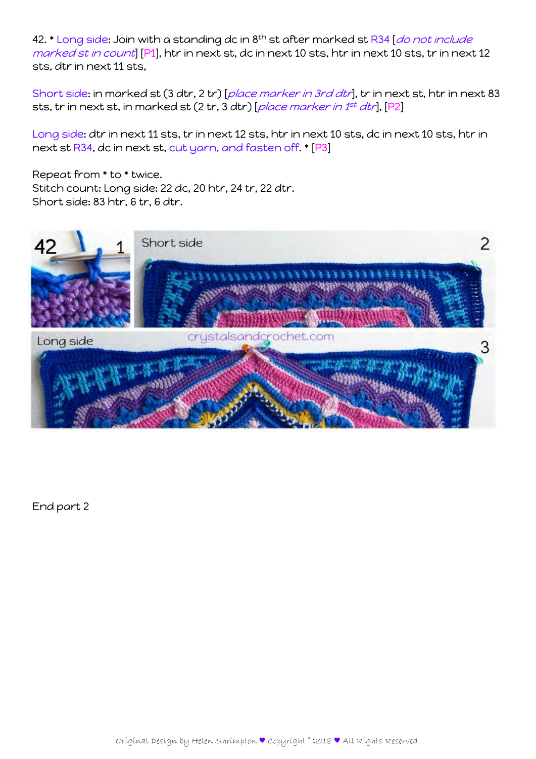42. * Long side: Join with a standing dc in 8th st after marked st R34 [*do not include marked st in count*] [P1], htr in next st, dc in next 10 sts, htr in next 10 sts, tr in next 12 sts, dtr in next 11 sts,

Short side: in marked st (3 dtr, 2 tr) [*place marker in 3rd dtr*], tr in next st, htr in next 83 sts, tr in next st, in marked st (2 tr, 3 dtr) [*place marker in 1st dtr*], [P2]

Long side: dtr in next 11 sts, tr in next 12 sts, htr in next 10 sts, dc in next 10 sts, htr in next st R34, dc in next st, cut yarn, and fasten off. * [P3]

Repeat from * to * twice.
Stitch count: Long side: 22 dc, 20 htr, 24 tr, 22 dtr.
Short side: 83 htr, 6 tr, 6 dtr.

42 1

Short side 2

Long side 3

crystalsandcrochet.com

End part 2

Original Design by Helen Shrimpton ♥ Copyright © 2018 ♥ All Rights Reserved.